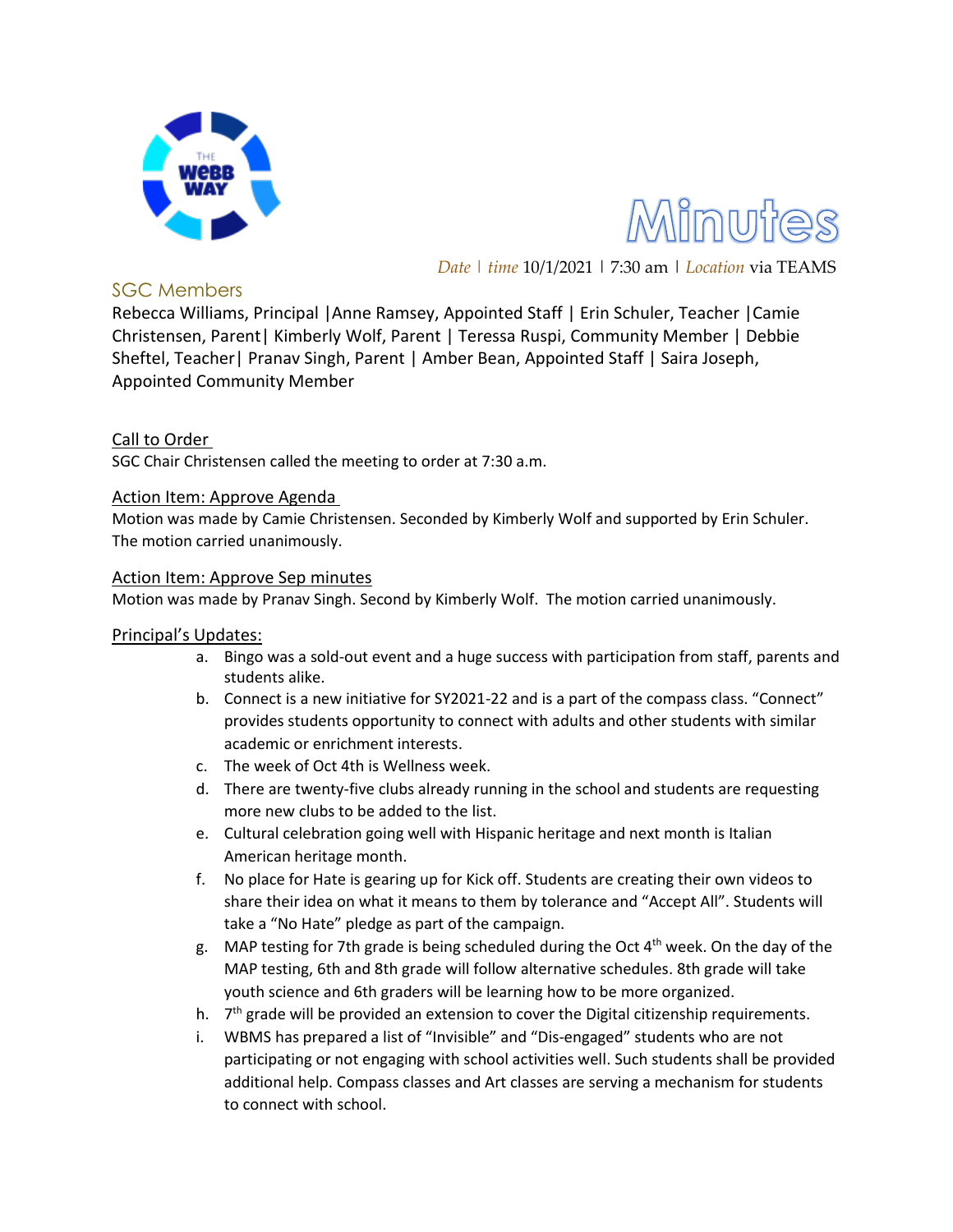# Minutes

*Date* | *time* 10/1/2021 | 7:30 am | *Location* via TEAMS

## SGC Members

Rebecca Williams, Principal |Anne Ramsey, Appointed Staff | Erin Schuler, Teacher |Camie Christensen, Parent| Kimberly Wolf, Parent | Teressa Ruspi, Community Member | Debbie Sheftel, Teacher| Pranav Singh, Parent | Amber Bean, Appointed Staff | Saira Joseph, Appointed Community Member

### Call to Order

SGC Chair Christensen called the meeting to order at 7:30 a.m.

### Action Item: Approve Agenda

Motion was made by Camie Christensen. Seconded by Kimberly Wolf and supported by Erin Schuler. The motion carried unanimously.

### Action Item: Approve Sep minutes

Motion was made by Pranav Singh. Second by Kimberly Wolf. The motion carried unanimously.

### Principal's Updates:

a. Bingo was a sold-out event and a huge success with participation from staff, parents and students alike.
b. Connect is a new initiative for SY2021-22 and is a part of the compass class. "Connect" provides students opportunity to connect with adults and other students with similar academic or enrichment interests.
c. The week of Oct 4th is Wellness week.
d. There are twenty-five clubs already running in the school and students are requesting more new clubs to be added to the list.
e. Cultural celebration going well with Hispanic heritage and next month is Italian American heritage month.
f. No place for Hate is gearing up for Kick off. Students are creating their own videos to share their idea on what it means to them by tolerance and "Accept All". Students will take a "No Hate" pledge as part of the campaign.
g. MAP testing for 7th grade is being scheduled during the Oct 4th week. On the day of the MAP testing, 6th and 8th grade will follow alternative schedules. 8th grade will take youth science and 6th graders will be learning how to be more organized.
h. 7th grade will be provided an extension to cover the Digital citizenship requirements.
i. WBMS has prepared a list of "Invisible" and "Dis-engaged" students who are not participating or not engaging with school activities well. Such students shall be provided additional help. Compass classes and Art classes are serving a mechanism for students to connect with school.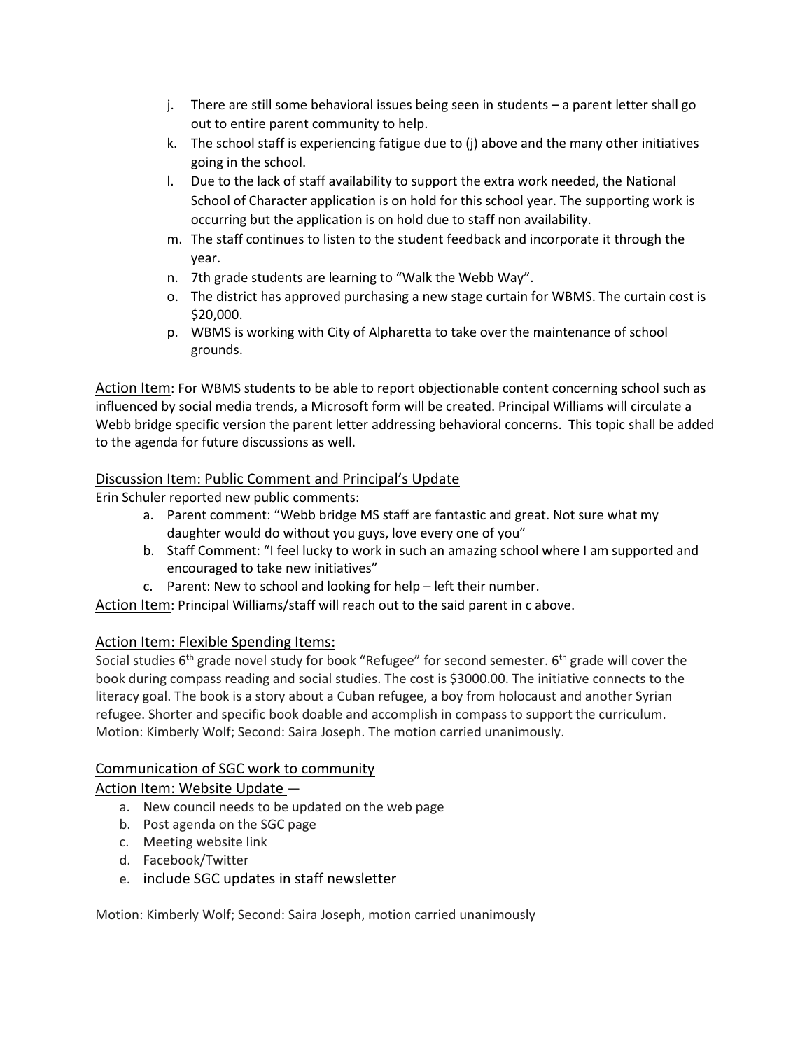j. There are still some behavioral issues being seen in students – a parent letter shall go out to entire parent community to help.
k. The school staff is experiencing fatigue due to (j) above and the many other initiatives going in the school.
l. Due to the lack of staff availability to support the extra work needed, the National School of Character application is on hold for this school year. The supporting work is occurring but the application is on hold due to staff non availability.
m. The staff continues to listen to the student feedback and incorporate it through the year.
n. 7th grade students are learning to "Walk the Webb Way".
o. The district has approved purchasing a new stage curtain for WBMS. The curtain cost is $20,000.
p. WBMS is working with City of Alpharetta to take over the maintenance of school grounds.

<u>Action Item</u>: For WBMS students to be able to report objectionable content concerning school such as influenced by social media trends, a Microsoft form will be created. Principal Williams will circulate a Webb bridge specific version the parent letter addressing behavioral concerns. This topic shall be added to the agenda for future discussions as well.

<u>Discussion Item: Public Comment and Principal's Update</u>

Erin Schuler reported new public comments:

a. Parent comment: "Webb bridge MS staff are fantastic and great. Not sure what my daughter would do without you guys, love every one of you"
b. Staff Comment: "I feel lucky to work in such an amazing school where I am supported and encouraged to take new initiatives"
c. Parent: New to school and looking for help – left their number.

<u>Action Item</u>: Principal Williams/staff will reach out to the said parent in c above.

<u>Action Item: Flexible Spending Items:</u>

Social studies 6th grade novel study for book "Refugee" for second semester. 6th grade will cover the book during compass reading and social studies. The cost is $3000.00. The initiative connects to the literacy goal. The book is a story about a Cuban refugee, a boy from holocaust and another Syrian refugee. Shorter and specific book doable and accomplish in compass to support the curriculum. Motion: Kimberly Wolf; Second: Saira Joseph. The motion carried unanimously.

<u>Communication of SGC work to community</u>

<u>Action Item: Website Update</u> –

a. New council needs to be updated on the web page
b. Post agenda on the SGC page
c. Meeting website link
d. Facebook/Twitter
e. include SGC updates in staff newsletter

Motion: Kimberly Wolf; Second: Saira Joseph, motion carried unanimously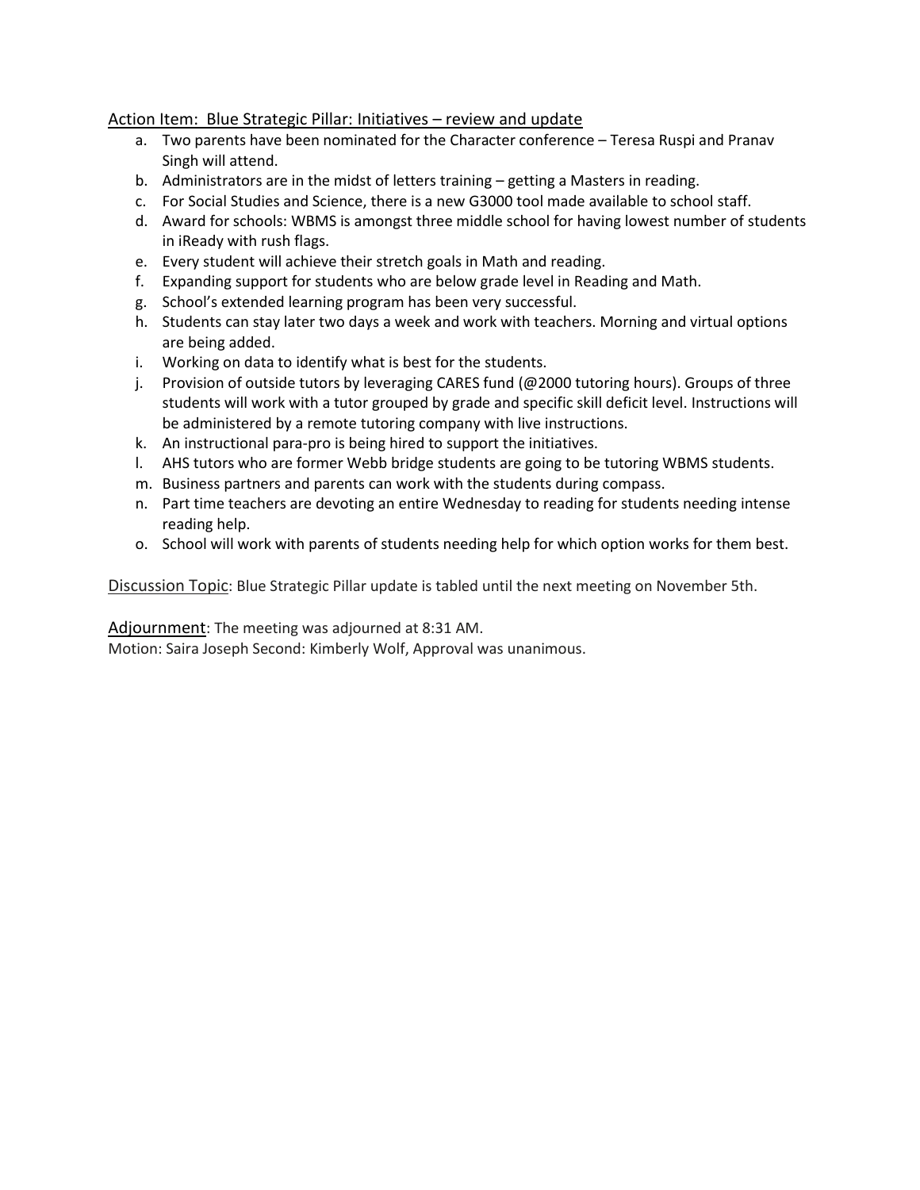Action Item: Blue Strategic Pillar: Initiatives – review and update

a. Two parents have been nominated for the Character conference – Teresa Ruspi and Pranav Singh will attend.
b. Administrators are in the midst of letters training – getting a Masters in reading.
c. For Social Studies and Science, there is a new G3000 tool made available to school staff.
d. Award for schools: WBMS is amongst three middle school for having lowest number of students in iReady with rush flags.
e. Every student will achieve their stretch goals in Math and reading.
f. Expanding support for students who are below grade level in Reading and Math.
g. School's extended learning program has been very successful.
h. Students can stay later two days a week and work with teachers. Morning and virtual options are being added.
i. Working on data to identify what is best for the students.
j. Provision of outside tutors by leveraging CARES fund (@2000 tutoring hours). Groups of three students will work with a tutor grouped by grade and specific skill deficit level. Instructions will be administered by a remote tutoring company with live instructions.
k. An instructional para-pro is being hired to support the initiatives.
l. AHS tutors who are former Webb bridge students are going to be tutoring WBMS students.
m. Business partners and parents can work with the students during compass.
n. Part time teachers are devoting an entire Wednesday to reading for students needing intense reading help.
o. School will work with parents of students needing help for which option works for them best.

Discussion Topic: Blue Strategic Pillar update is tabled until the next meeting on November 5th.

Adjournment: The meeting was adjourned at 8:31 AM.
Motion: Saira Joseph Second: Kimberly Wolf, Approval was unanimous.